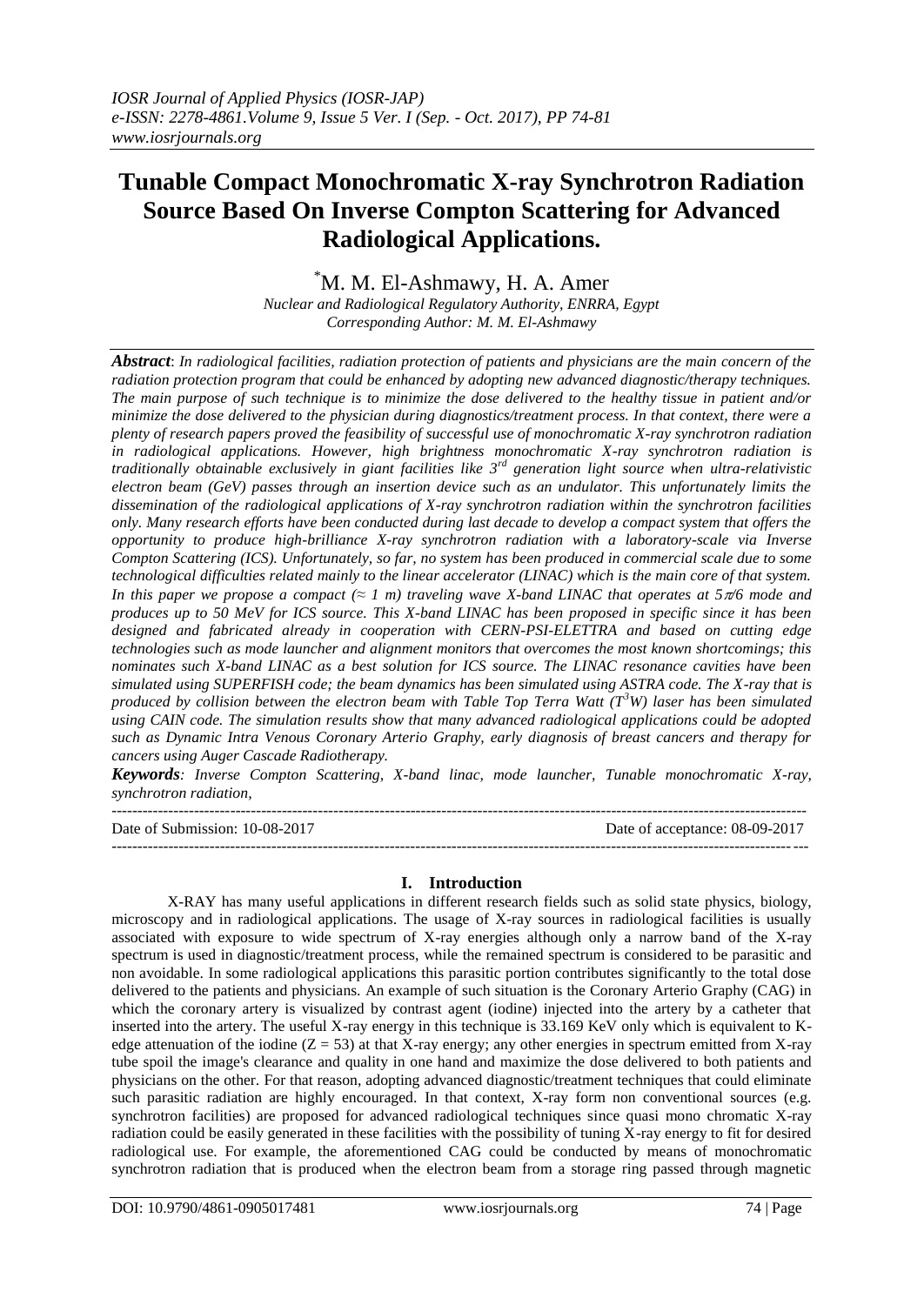# Tunable Compact Monochromatic X-ray Synchrotron Radiation Source Based On Inverse Compton Scattering for Advanced Radiological Applications.

*M. M. El-Ashmawy, H. A. Amer

*Nuclear and Radiological Regulatory Authority, ENRRA, Egypt*
*Corresponding Author: M. M. El-Ashmawy*

***Abstract**: In radiological facilities, radiation protection of patients and physicians are the main concern of the radiation protection program that could be enhanced by adopting new advanced diagnostic/therapy techniques. The main purpose of such technique is to minimize the dose delivered to the healthy tissue in patient and/or minimize the dose delivered to the physician during diagnostics/treatment process. In that context, there were a plenty of research papers proved the feasibility of successful use of monochromatic X-ray synchrotron radiation in radiological applications. However, high brightness monochromatic X-ray synchrotron radiation is traditionally obtainable exclusively in giant facilities like 3rd generation light source when ultra-relativistic electron beam (GeV) passes through an insertion device such as an undulator. This unfortunately limits the dissemination of the radiological applications of X-ray synchrotron radiation within the synchrotron facilities only. Many research efforts have been conducted during last decade to develop a compact system that offers the opportunity to produce high-brilliance X-ray synchrotron radiation with a laboratory-scale via Inverse Compton Scattering (ICS). Unfortunately, so far, no system has been produced in commercial scale due to some technological difficulties related mainly to the linear accelerator (LINAC) which is the main core of that system. In this paper we propose a compact ($\approx 1$ m) traveling wave X-band LINAC that operates at $5\pi/6$ mode and produces up to 50 MeV for ICS source. This X-band LINAC has been proposed in specific since it has been designed and fabricated already in cooperation with CERN-PSI-ELETTRA and based on cutting edge technologies such as mode launcher and alignment monitors that overcomes the most known shortcomings; this nominates such X-band LINAC as a best solution for ICS source. The LINAC resonance cavities have been simulated using SUPERFISH code; the beam dynamics has been simulated using ASTRA code. The X-ray that is produced by collision between the electron beam with Table Top Terra Watt ($T^3W$) laser has been simulated using CAIN code. The simulation results show that many advanced radiological applications could be adopted such as Dynamic Intra Venous Coronary Arterio Graphy, early diagnosis of breast cancers and therapy for cancers using Auger Cascade Radiotherapy.*

***Keywords**: Inverse Compton Scattering, X-band linac, mode launcher, Tunable monochromatic X-ray, synchrotron radiation,*

---

Date of Submission: 10-08-2017 Date of acceptance: 08-09-2017

---

## I. Introduction

X-RAY has many useful applications in different research fields such as solid state physics, biology, microscopy and in radiological applications. The usage of X-ray sources in radiological facilities is usually associated with exposure to wide spectrum of X-ray energies although only a narrow band of the X-ray spectrum is used in diagnostic/treatment process, while the remained spectrum is considered to be parasitic and non avoidable. In some radiological applications this parasitic portion contributes significantly to the total dose delivered to the patients and physicians. An example of such situation is the Coronary Arterio Graphy (CAG) in which the coronary artery is visualized by contrast agent (iodine) injected into the artery by a catheter that inserted into the artery. The useful X-ray energy in this technique is 33.169 KeV only which is equivalent to K-edge attenuation of the iodine ($Z = 53$) at that X-ray energy; any other energies in spectrum emitted from X-ray tube spoil the image's clearance and quality in one hand and maximize the dose delivered to both patients and physicians on the other. For that reason, adopting advanced diagnostic/treatment techniques that could eliminate such parasitic radiation are highly encouraged. In that context, X-ray form non conventional sources (e.g. synchrotron facilities) are proposed for advanced radiological techniques since quasi mono chromatic X-ray radiation could be easily generated in these facilities with the possibility of tuning X-ray energy to fit for desired radiological use. For example, the aforementioned CAG could be conducted by means of monochromatic synchrotron radiation that is produced when the electron beam from a storage ring passed through magnetic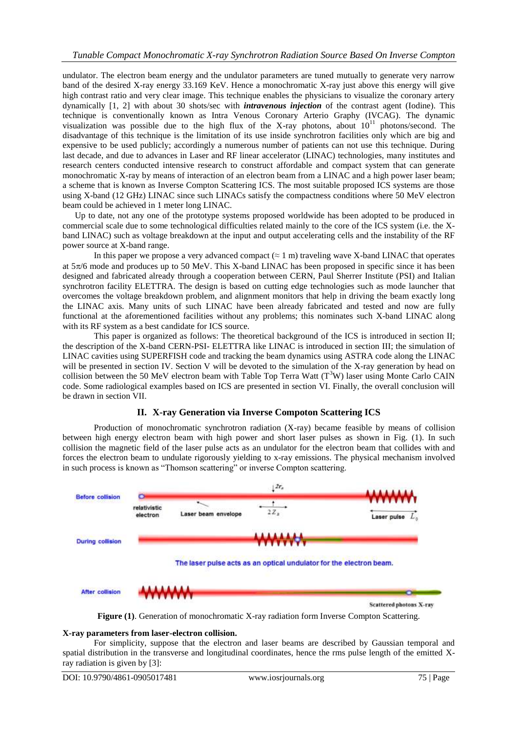undulator. The electron beam energy and the undulator parameters are tuned mutually to generate very narrow band of the desired X-ray energy 33.169 KeV. Hence a monochromatic X-ray just above this energy will give high contrast ratio and very clear image. This technique enables the physicians to visualize the coronary artery dynamically [1, 2] with about 30 shots/sec with ***intravenous injection*** of the contrast agent (Iodine). This technique is conventionally known as Intra Venous Coronary Arterio Graphy (IVCAG). The dynamic visualization was possible due to the high flux of the X-ray photons, about $10^{11}$ photons/second. The disadvantage of this technique is the limitation of its use inside synchrotron facilities only which are big and expensive to be used publicly; accordingly a numerous number of patients can not use this technique. During last decade, and due to advances in Laser and RF linear accelerator (LINAC) technologies, many institutes and research centers conducted intensive research to construct affordable and compact system that can generate monochromatic X-ray by means of interaction of an electron beam from a LINAC and a high power laser beam; a scheme that is known as Inverse Compton Scattering ICS. The most suitable proposed ICS systems are those using X-band (12 GHz) LINAC since such LINACs satisfy the compactness conditions where 50 MeV electron beam could be achieved in 1 meter long LINAC.

Up to date, not any one of the prototype systems proposed worldwide has been adopted to be produced in commercial scale due to some technological difficulties related mainly to the core of the ICS system (i.e. the X-band LINAC) such as voltage breakdown at the input and output accelerating cells and the instability of the RF power source at X-band range.

In this paper we propose a very advanced compact ($\approx$ 1 m) traveling wave X-band LINAC that operates at $5\pi/6$ mode and produces up to 50 MeV. This X-band LINAC has been proposed in specific since it has been designed and fabricated already through a cooperation between CERN, Paul Sherrer Institute (PSI) and Italian synchrotron facility ELETTRA. The design is based on cutting edge technologies such as mode launcher that overcomes the voltage breakdown problem, and alignment monitors that help in driving the beam exactly long the LINAC axis. Many units of such LINAC have been already fabricated and tested and now are fully functional at the aforementioned facilities without any problems; this nominates such X-band LINAC along with its RF system as a best candidate for ICS source.

This paper is organized as follows: The theoretical background of the ICS is introduced in section II; the description of the X-band CERN-PSI- ELETTRA like LINAC is introduced in section III; the simulation of LINAC cavities using SUPERFISH code and tracking the beam dynamics using ASTRA code along the LINAC will be presented in section IV. Section V will be devoted to the simulation of the X-ray generation by head on collision between the 50 MeV electron beam with Table Top Terra Watt ($T^3W$) laser using Monte Carlo CAIN code. Some radiological examples based on ICS are presented in section VI. Finally, the overall conclusion will be drawn in section VII.

## II. X-ray Generation via Inverse Compoton Scattering ICS

Production of monochromatic synchrotron radiation (X-ray) became feasible by means of collision between high energy electron beam with high power and short laser pulses as shown in Fig. (1). In such collision the magnetic field of the laser pulse acts as an undulator for the electron beam that collides with and forces the electron beam to undulate rigorously yielding to x-ray emissions. The physical mechanism involved in such process is known as "Thomson scattering" or inverse Compton scattering.

**Figure (1)**. Generation of monochromatic X-ray radiation form Inverse Compton Scattering.

**X-ray parameters from laser-electron collision.**

For simplicity, suppose that the electron and laser beams are described by Gaussian temporal and spatial distribution in the transverse and longitudinal coordinates, hence the rms pulse length of the emitted X-ray radiation is given by [3]: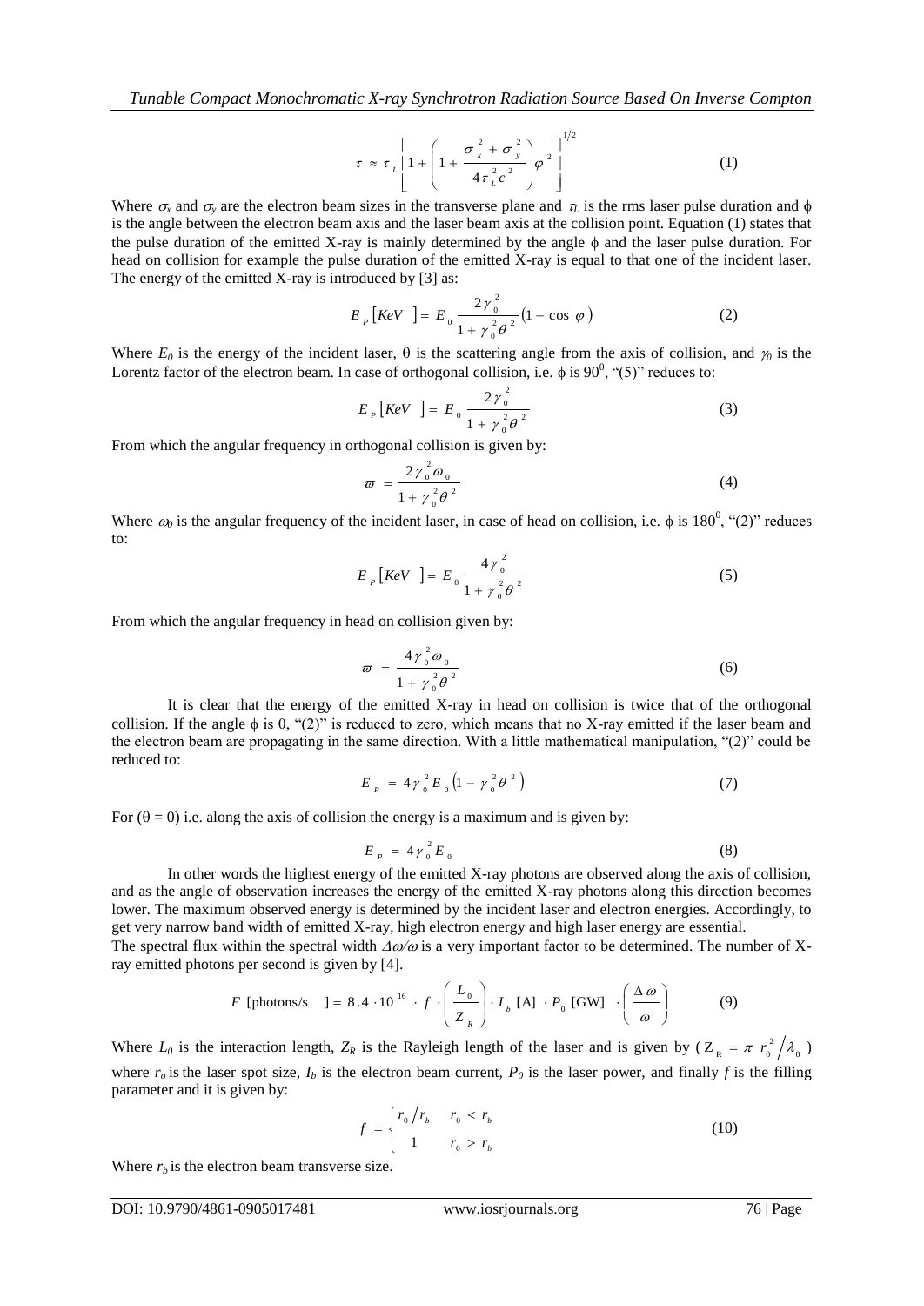$$\tau \approx \tau_L \left[ 1 + \left( 1 + \frac{\sigma_x^2 + \sigma_y^2}{4\tau_L^2 c^2} \right) \varphi^2 \right]^{1/2} \tag{1}$$

Where $\sigma_x$ and $\sigma_y$ are the electron beam sizes in the transverse plane and $\tau_L$ is the rms laser pulse duration and $\phi$ is the angle between the electron beam axis and the laser beam axis at the collision point. Equation (1) states that the pulse duration of the emitted X-ray is mainly determined by the angle $\phi$ and the laser pulse duration. For head on collision for example the pulse duration of the emitted X-ray is equal to that one of the incident laser. The energy of the emitted X-ray is introduced by [3] as:

$$E_P [KeV] = E_0 \frac{2\gamma_0^2}{1 + \gamma_0^2 \theta^2} (1 - \cos \varphi) \tag{2}$$

Where $E_0$ is the energy of the incident laser, $\theta$ is the scattering angle from the axis of collision, and $\gamma_0$ is the Lorentz factor of the electron beam. In case of orthogonal collision, i.e. $\phi$ is $90^0$, "(5)" reduces to:

$$E_P [KeV] = E_0 \frac{2\gamma_0^2}{1 + \gamma_0^2 \theta^2} \tag{3}$$

From which the angular frequency in orthogonal collision is given by:

$$\varpi = \frac{2\gamma_0^2 \omega_0}{1 + \gamma_0^2 \theta^2} \tag{4}$$

Where $\omega_0$ is the angular frequency of the incident laser, in case of head on collision, i.e. $\phi$ is $180^0$, "(2)" reduces to:

$$E_P [KeV] = E_0 \frac{4\gamma_0^2}{1 + \gamma_0^2 \theta^2} \tag{5}$$

From which the angular frequency in head on collision given by:

$$\varpi = \frac{4\gamma_0^2 \omega_0}{1 + \gamma_0^2 \theta^2} \tag{6}$$

It is clear that the energy of the emitted X-ray in head on collision is twice that of the orthogonal collision. If the angle $\phi$ is 0, "(2)" is reduced to zero, which means that no X-ray emitted if the laser beam and the electron beam are propagating in the same direction. With a little mathematical manipulation, "(2)" could be reduced to:

$$E_P = 4\gamma_0^2 E_0 \left(1 - \gamma_0^2 \theta^2\right) \tag{7}$$

For ($\theta = 0$) i.e. along the axis of collision the energy is a maximum and is given by:

$$E_P = 4\gamma_0^2 E_0 \tag{8}$$

In other words the highest energy of the emitted X-ray photons are observed along the axis of collision, and as the angle of observation increases the energy of the emitted X-ray photons along this direction becomes lower. The maximum observed energy is determined by the incident laser and electron energies. Accordingly, to get very narrow band width of emitted X-ray, high electron energy and high laser energy are essential.

The spectral flux within the spectral width $\Delta\omega/\omega$ is a very important factor to be determined. The number of X-ray emitted photons per second is given by [4].

$$F \text{ [photons/s]} = 8.4 \cdot 10^{16} \cdot f \cdot \left( \frac{L_0}{Z_R} \right) \cdot I_b \text{ [A]} \cdot P_0 \text{ [GW]} \cdot \left( \frac{\Delta \omega}{\omega} \right) \tag{9}$$

Where $L_0$ is the interaction length, $Z_R$ is the Rayleigh length of the laser and is given by ($Z_R = \pi r_0^2 / \lambda_0$) where $r_o$ is the laser spot size, $I_b$ is the electron beam current, $P_0$ is the laser power, and finally $f$ is the filling parameter and it is given by:

$$f = \begin{cases} r_0 / r_b & r_0 < r_b \\ 1 & r_0 > r_b \end{cases} \tag{10}$$

Where $r_b$ is the electron beam transverse size.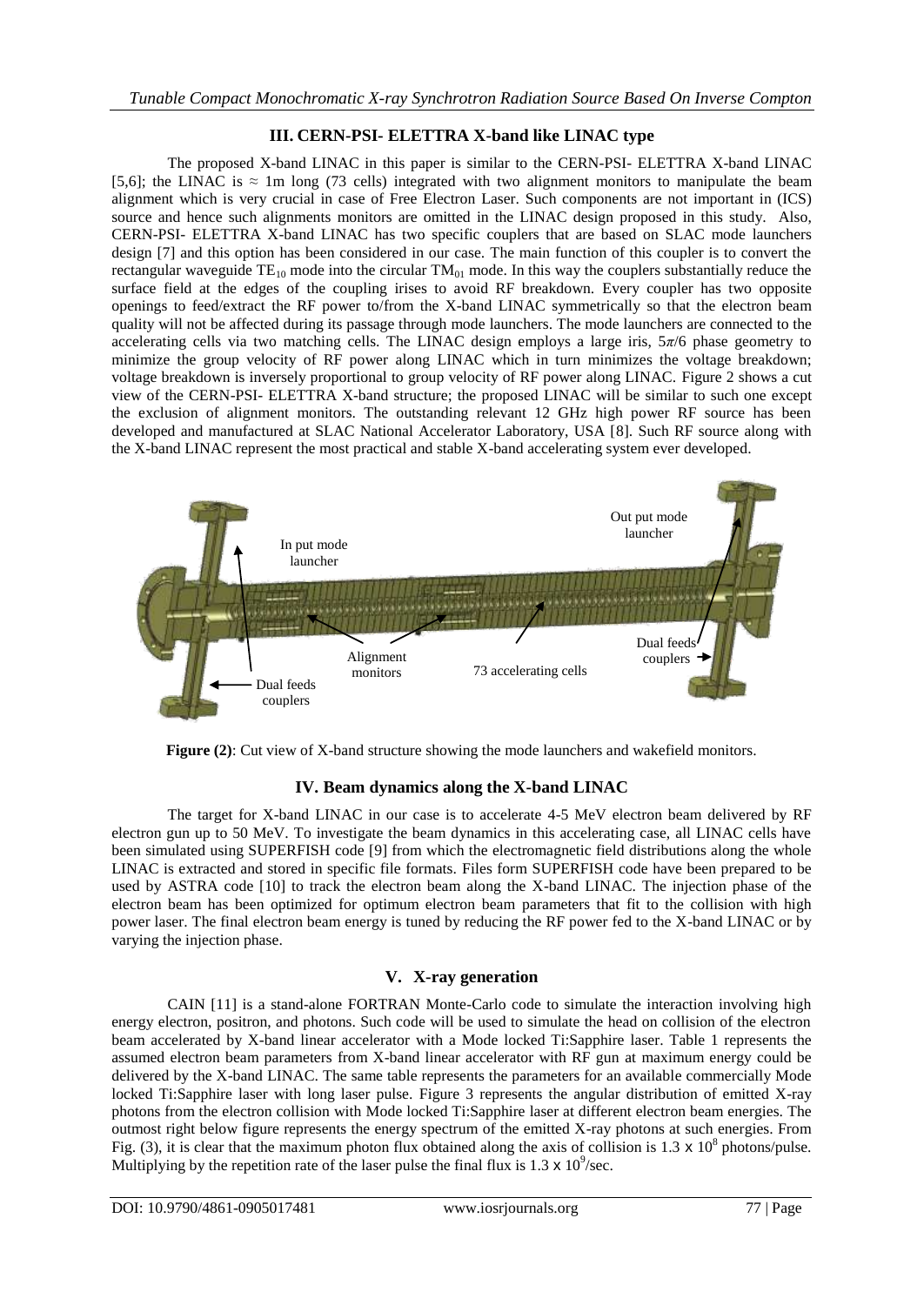### III. CERN-PSI- ELETTRA X-band like LINAC type

The proposed X-band LINAC in this paper is similar to the CERN-PSI- ELETTRA X-band LINAC [5,6]; the LINAC is ≈ 1m long (73 cells) integrated with two alignment monitors to manipulate the beam alignment which is very crucial in case of Free Electron Laser. Such components are not important in (ICS) source and hence such alignments monitors are omitted in the LINAC design proposed in this study. Also, CERN-PSI- ELETTRA X-band LINAC has two specific couplers that are based on SLAC mode launchers design [7] and this option has been considered in our case. The main function of this coupler is to convert the rectangular waveguide $TE_{10}$ mode into the circular $TM_{01}$ mode. In this way the couplers substantially reduce the surface field at the edges of the coupling irises to avoid RF breakdown. Every coupler has two opposite openings to feed/extract the RF power to/from the X-band LINAC symmetrically so that the electron beam quality will not be affected during its passage through mode launchers. The mode launchers are connected to the accelerating cells via two matching cells. The LINAC design employs a large iris, $5\pi/6$ phase geometry to minimize the group velocity of RF power along LINAC which in turn minimizes the voltage breakdown; voltage breakdown is inversely proportional to group velocity of RF power along LINAC. Figure 2 shows a cut view of the CERN-PSI- ELETTRA X-band structure; the proposed LINAC will be similar to such one except the exclusion of alignment monitors. The outstanding relevant 12 GHz high power RF source has been developed and manufactured at SLAC National Accelerator Laboratory, USA [8]. Such RF source along with the X-band LINAC represent the most practical and stable X-band accelerating system ever developed.

**Figure (2)**: Cut view of X-band structure showing the mode launchers and wakefield monitors.

### IV. Beam dynamics along the X-band LINAC

The target for X-band LINAC in our case is to accelerate 4-5 MeV electron beam delivered by RF electron gun up to 50 MeV. To investigate the beam dynamics in this accelerating case, all LINAC cells have been simulated using SUPERFISH code [9] from which the electromagnetic field distributions along the whole LINAC is extracted and stored in specific file formats. Files form SUPERFISH code have been prepared to be used by ASTRA code [10] to track the electron beam along the X-band LINAC. The injection phase of the electron beam has been optimized for optimum electron beam parameters that fit to the collision with high power laser. The final electron beam energy is tuned by reducing the RF power fed to the X-band LINAC or by varying the injection phase.

### V. X-ray generation

CAIN [11] is a stand-alone FORTRAN Monte-Carlo code to simulate the interaction involving high energy electron, positron, and photons. Such code will be used to simulate the head on collision of the electron beam accelerated by X-band linear accelerator with a Mode locked Ti:Sapphire laser. Table 1 represents the assumed electron beam parameters from X-band linear accelerator with RF gun at maximum energy could be delivered by the X-band LINAC. The same table represents the parameters for an available commercially Mode locked Ti:Sapphire laser with long laser pulse. Figure 3 represents the angular distribution of emitted X-ray photons from the electron collision with Mode locked Ti:Sapphire laser at different electron beam energies. The outmost right below figure represents the energy spectrum of the emitted X-ray photons at such energies. From Fig. (3), it is clear that the maximum photon flux obtained along the axis of collision is $1.3 \times 10^{8}$ photons/pulse. Multiplying by the repetition rate of the laser pulse the final flux is $1.3 \times 10^{9}$/sec.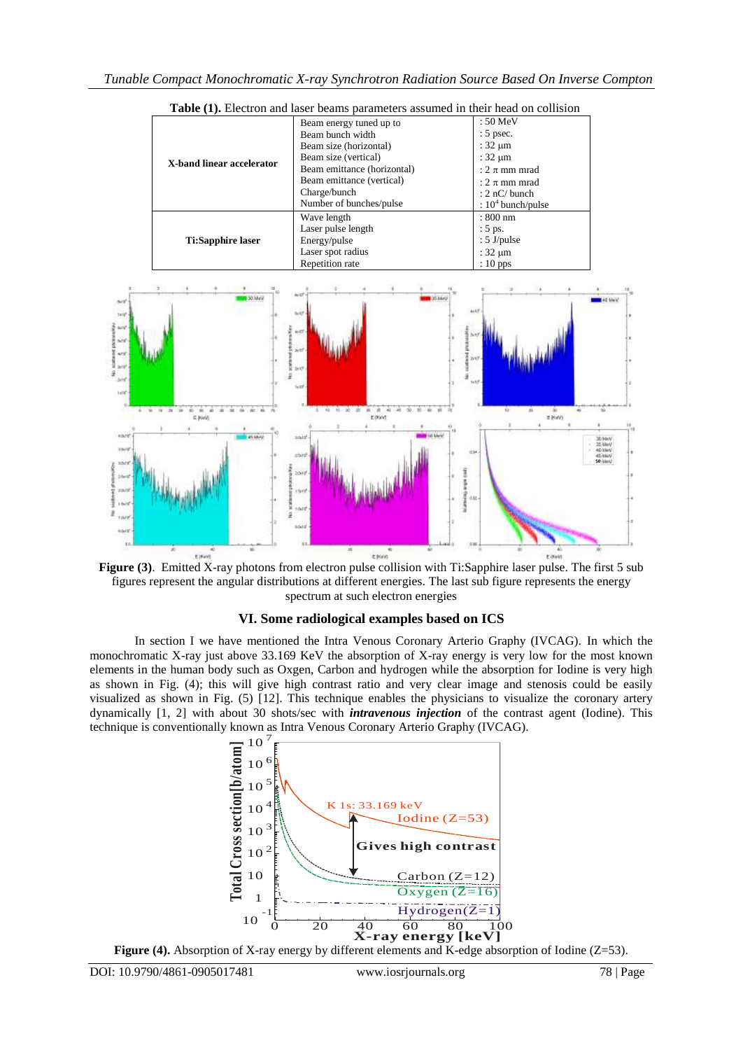**Table (1).** Electron and laser beams parameters assumed in their head on collision

| | | |
|---|---|---|
| **X-band linear accelerator** | Beam energy tuned up to | : 50 MeV |
| | Beam bunch width | : 5 psec. |
| | Beam size (horizontal) | : 32 μm |
| | Beam size (vertical) | : 32 μm |
| | Beam emittance (horizontal) | : 2 π mm mrad |
| | Beam emittance (vertical) | : 2 π mm mrad |
| | Charge/bunch | : 2 nC/ bunch |
| | Number of bunches/pulse | : $10^4$ bunch/pulse |
| **Ti:Sapphire laser** | Wave length | : 800 nm |
| | Laser pulse length | : 5 ps. |
| | Energy/pulse | : 5 J/pulse |
| | Laser spot radius | : 32 μm |
| | Repetition rate | : 10 pps |

**Figure (3)**. Emitted X-ray photons from electron pulse collision with Ti:Sapphire laser pulse. The first 5 sub figures represent the angular distributions at different energies. The last sub figure represents the energy spectrum at such electron energies

## VI. Some radiological examples based on ICS

In section I we have mentioned the Intra Venous Coronary Arterio Graphy (IVCAG). In which the monochromatic X-ray just above 33.169 KeV the absorption of X-ray energy is very low for the most known elements in the human body such as Oxgen, Carbon and hydrogen while the absorption for Iodine is very high as shown in Fig. (4); this will give high contrast ratio and very clear image and stenosis could be easily visualized as shown in Fig. (5) [12]. This technique enables the physicians to visualize the coronary artery dynamically [1, 2] with about 30 shots/sec with ***intravenous injection*** of the contrast agent (Iodine). This technique is conventionally known as Intra Venous Coronary Arterio Graphy (IVCAG).

**Figure (4).** Absorption of X-ray energy by different elements and K-edge absorption of Iodine (Z=53).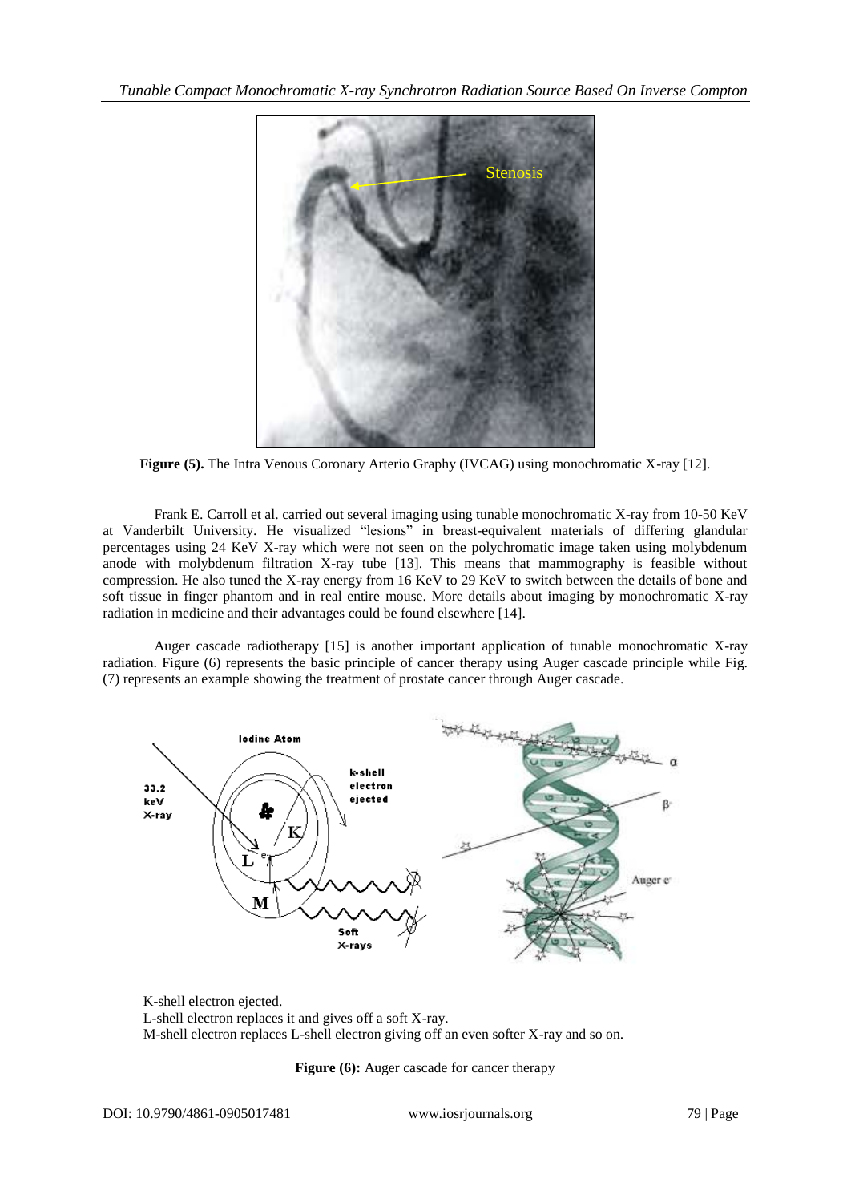Figure (5). The Intra Venous Coronary Arterio Graphy (IVCAG) using monochromatic X-ray [12].

Frank E. Carroll et al. carried out several imaging using tunable monochromatic X-ray from 10-50 KeV at Vanderbilt University. He visualized "lesions" in breast-equivalent materials of differing glandular percentages using 24 KeV X-ray which were not seen on the polychromatic image taken using molybdenum anode with molybdenum filtration X-ray tube [13]. This means that mammography is feasible without compression. He also tuned the X-ray energy from 16 KeV to 29 KeV to switch between the details of bone and soft tissue in finger phantom and in real entire mouse. More details about imaging by monochromatic X-ray radiation in medicine and their advantages could be found elsewhere [14].

Auger cascade radiotherapy [15] is another important application of tunable monochromatic X-ray radiation. Figure (6) represents the basic principle of cancer therapy using Auger cascade principle while Fig. (7) represents an example showing the treatment of prostate cancer through Auger cascade.

K-shell electron ejected.
L-shell electron replaces it and gives off a soft X-ray.
M-shell electron replaces L-shell electron giving off an even softer X-ray and so on.

**Figure (6):** Auger cascade for cancer therapy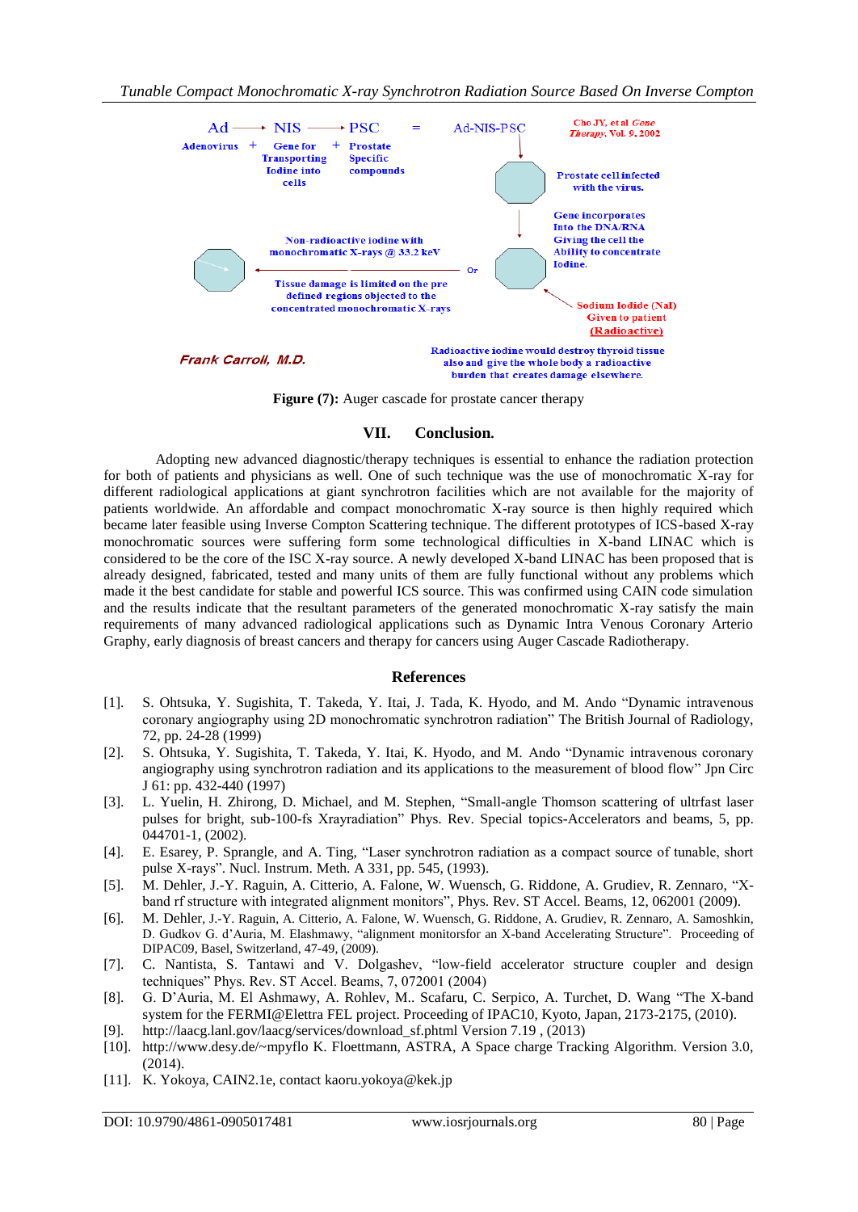Figure (7): Auger cascade for prostate cancer therapy

## VII. Conclusion.

Adopting new advanced diagnostic/therapy techniques is essential to enhance the radiation protection for both of patients and physicians as well. One of such technique was the use of monochromatic X-ray for different radiological applications at giant synchrotron facilities which are not available for the majority of patients worldwide. An affordable and compact monochromatic X-ray source is then highly required which became later feasible using Inverse Compton Scattering technique. The different prototypes of ICS-based X-ray monochromatic sources were suffering form some technological difficulties in X-band LINAC which is considered to be the core of the ISC X-ray source. A newly developed X-band LINAC has been proposed that is already designed, fabricated, tested and many units of them are fully functional without any problems which made it the best candidate for stable and powerful ICS source. This was confirmed using CAIN code simulation and the results indicate that the resultant parameters of the generated monochromatic X-ray satisfy the main requirements of many advanced radiological applications such as Dynamic Intra Venous Coronary Arterio Graphy, early diagnosis of breast cancers and therapy for cancers using Auger Cascade Radiotherapy.

## References

[1]. S. Ohtsuka, Y. Sugishita, T. Takeda, Y. Itai, J. Tada, K. Hyodo, and M. Ando "Dynamic intravenous coronary angiography using 2D monochromatic synchrotron radiation" The British Journal of Radiology, 72, pp. 24-28 (1999)

[2]. S. Ohtsuka, Y. Sugishita, T. Takeda, Y. Itai, K. Hyodo, and M. Ando "Dynamic intravenous coronary angiography using synchrotron radiation and its applications to the measurement of blood flow" Jpn Circ J 61: pp. 432-440 (1997)

[3]. L. Yuelin, H. Zhirong, D. Michael, and M. Stephen, "Small-angle Thomson scattering of ultrfast laser pulses for bright, sub-100-fs Xrayradiation" Phys. Rev. Special topics-Accelerators and beams, 5, pp. 044701-1, (2002).

[4]. E. Esarey, P. Sprangle, and A. Ting, "Laser synchrotron radiation as a compact source of tunable, short pulse X-rays". Nucl. Instrum. Meth. A 331, pp. 545, (1993).

[5]. M. Dehler, J.-Y. Raguin, A. Citterio, A. Falone, W. Wuensch, G. Riddone, A. Grudiev, R. Zennaro, "X-band rf structure with integrated alignment monitors", Phys. Rev. ST Accel. Beams, 12, 062001 (2009).

[6]. M. Dehler, J.-Y. Raguin, A. Citterio, A. Falone, W. Wuensch, G. Riddone, A. Grudiev, R. Zennaro, A. Samoshkin, D. Gudkov G. d'Auria, M. Elashmawy, "alignment monitorsfor an X-band Accelerating Structure". Proceeding of DIPAC09, Basel, Switzerland, 47-49, (2009).

[7]. C. Nantista, S. Tantawi and V. Dolgashev, "low-field accelerator structure coupler and design techniques" Phys. Rev. ST Accel. Beams, 7, 072001 (2004)

[8]. G. D'Auria, M. El Ashmawy, A. Rohlev, M.. Scafaru, C. Serpico, A. Turchet, D. Wang "The X-band system for the FERMI@Elettra FEL project. Proceeding of IPAC10, Kyoto, Japan, 2173-2175, (2010).

[9]. http://laacg.lanl.gov/laacg/services/download_sf.phtml Version 7.19 , (2013)

[10]. http://www.desy.de/~mpyflo K. Floettmann, ASTRA, A Space charge Tracking Algorithm. Version 3.0, (2014).

[11]. K. Yokoya, CAIN2.1e, contact kaoru.yokoya@kek.jp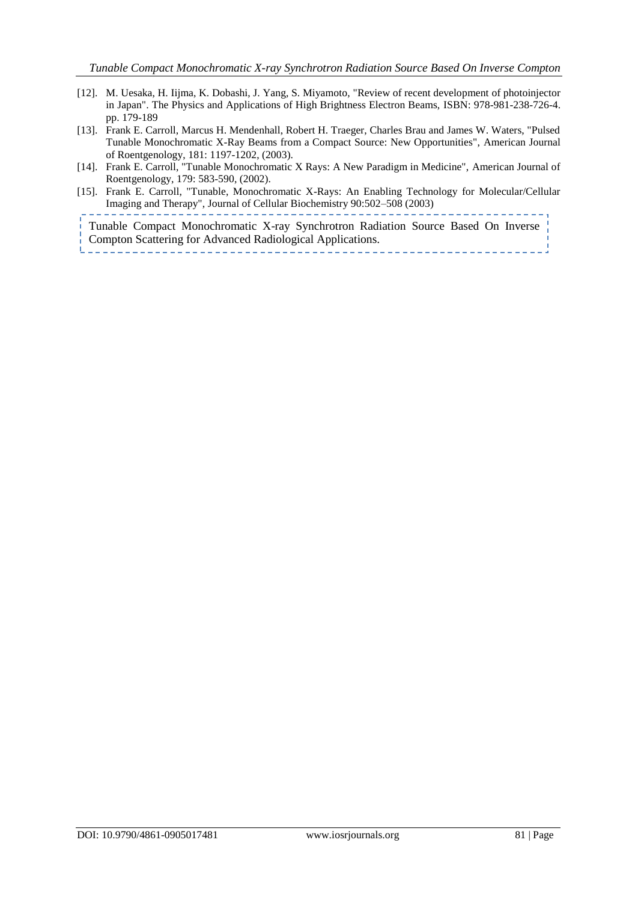[12]. M. Uesaka, H. Iijma, K. Dobashi, J. Yang, S. Miyamoto, "Review of recent development of photoinjector in Japan". The Physics and Applications of High Brightness Electron Beams, ISBN: 978-981-238-726-4. pp. 179-189

[13]. Frank E. Carroll, Marcus H. Mendenhall, Robert H. Traeger, Charles Brau and James W. Waters, "Pulsed Tunable Monochromatic X-Ray Beams from a Compact Source: New Opportunities", American Journal of Roentgenology, 181: 1197-1202, (2003).

[14]. Frank E. Carroll, "Tunable Monochromatic X Rays: A New Paradigm in Medicine", American Journal of Roentgenology, 179: 583-590, (2002).

[15]. Frank E. Carroll, "Tunable, Monochromatic X-Rays: An Enabling Technology for Molecular/Cellular Imaging and Therapy", Journal of Cellular Biochemistry 90:502–508 (2003)

Tunable Compact Monochromatic X-ray Synchrotron Radiation Source Based On Inverse Compton Scattering for Advanced Radiological Applications.